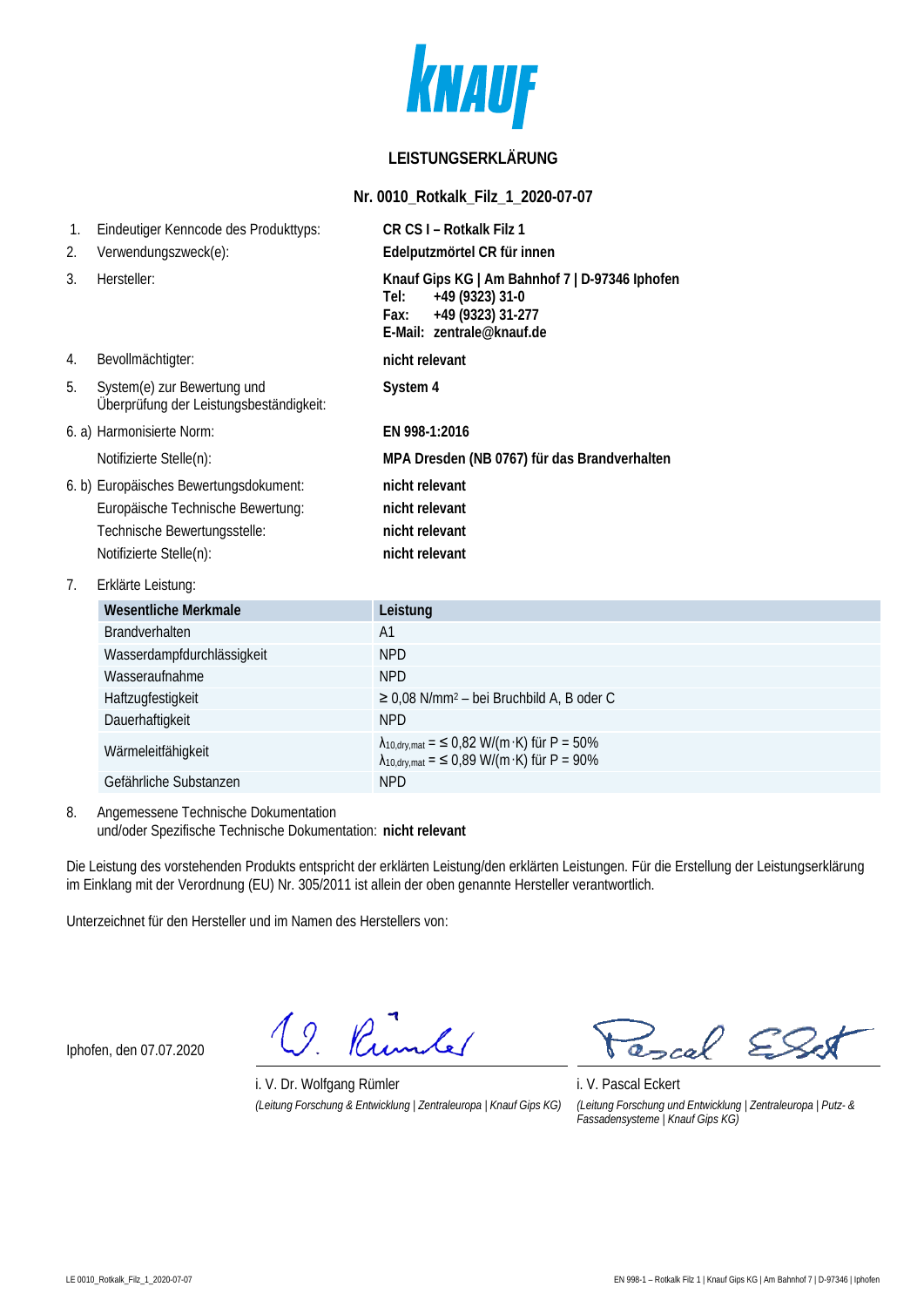KNAUF

# LEISTUNGSERKLÄRUNG

## Nr. 0010_Rotkalk_Filz_1_2020-07-07

1. Eindeutiger Kenncode des Produkttyps: **CR CS I – Rotkalk Filz 1**
2. Verwendungszweck(e): **Edelputzmörtel CR für innen**
3. Hersteller: **Knauf Gips KG | Am Bahnhof 7 | D-97346 Iphofen**
   **Tel: +49 (9323) 31-0**
   **Fax: +49 (9323) 31-277**
   **E-Mail: zentrale@knauf.de**
4. Bevollmächtigter: **nicht relevant**
5. System(e) zur Bewertung und Überprüfung der Leistungsbeständigkeit: **System 4**

6. a) Harmonisierte Norm: **EN 998-1:2016**
   Notifizierte Stelle(n): **MPA Dresden (NB 0767) für das Brandverhalten**

6. b) Europäisches Bewertungsdokument: **nicht relevant**
   Europäische Technische Bewertung: **nicht relevant**
   Technische Bewertungsstelle: **nicht relevant**
   Notifizierte Stelle(n): **nicht relevant**

7. Erklärte Leistung:

| Wesentliche Merkmale | Leistung |
|---|---|
| Brandverhalten | A1 |
| Wasserdampfdurchlässigkeit | NPD |
| Wasseraufnahme | NPD |
| Haftzugfestigkeit | ≥ 0,08 N/mm² – bei Bruchbild A, B oder C |
| Dauerhaftigkeit | NPD |
| Wärmeleitfähigkeit | $\lambda_{10,dry,mat}$ = ≤ 0,82 W/(m·K) für P = 50%<br>$\lambda_{10,dry,mat}$ = ≤ 0,89 W/(m·K) für P = 90% |
| Gefährliche Substanzen | NPD |

8. Angemessene Technische Dokumentation und/oder Spezifische Technische Dokumentation: **nicht relevant**

Die Leistung des vorstehenden Produkts entspricht der erklärten Leistung/den erklärten Leistungen. Für die Erstellung der Leistungserklärung im Einklang mit der Verordnung (EU) Nr. 305/2011 ist allein der oben genannte Hersteller verantwortlich.

Unterzeichnet für den Hersteller und im Namen des Herstellers von:

Iphofen, den 07.07.2020

i. V. Dr. Wolfgang Rümler
*(Leitung Forschung & Entwicklung | Zentraleuropa | Knauf Gips KG)*

i. V. Pascal Eckert
*(Leitung Forschung und Entwicklung | Zentraleuropa | Putz- & Fassadensysteme | Knauf Gips KG)*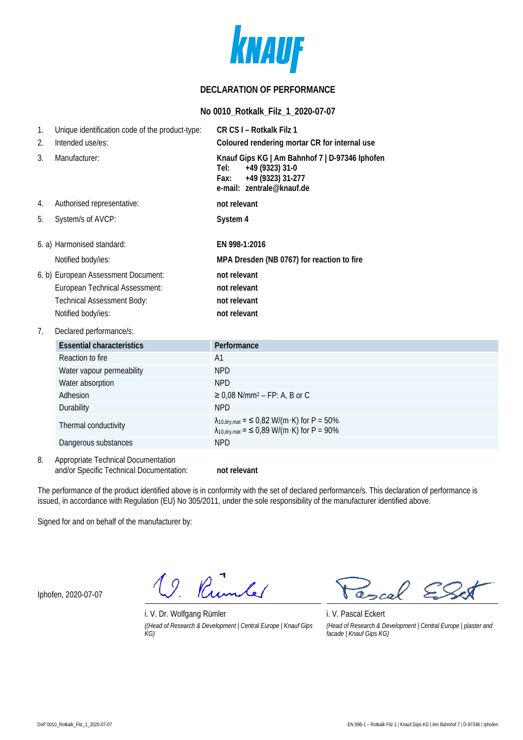KNAUF

# DECLARATION OF PERFORMANCE

## No 0010_Rotkalk_Filz_1_2020-07-07

1. Unique identification code of the product-type: **CR CS I – Rotkalk Filz 1**
2. Intended use/es: **Coloured rendering mortar CR for internal use**
3. Manufacturer: **Knauf Gips KG | Am Bahnhof 7 | D-97346 Iphofen**
   **Tel: +49 (9323) 31-0**
   **Fax: +49 (9323) 31-277**
   **e-mail: zentrale@knauf.de**
4. Authorised representative: **not relevant**
5. System/s of AVCP: **System 4**

6. a) Harmonised standard: **EN 998-1:2016**
   Notified body/ies: **MPA Dresden (NB 0767) for reaction to fire**

6. b) European Assessment Document: **not relevant**
   European Technical Assessment: **not relevant**
   Technical Assessment Body: **not relevant**
   Notified body/ies: **not relevant**

7. Declared performance/s:

| Essential characteristics | Performance |
|---|---|
| Reaction to fire | A1 |
| Water vapour permeability | NPD |
| Water absorption | NPD |
| Adhesion | ≥ 0,08 N/mm² – FP: A, B or C |
| Durability | NPD |
| Thermal conductivity | $\lambda_{10,dry,mat}$ = ≤ 0,82 W/(m·K) for P = 50%<br>$\lambda_{10,dry,mat}$ = ≤ 0,89 W/(m·K) for P = 90% |
| Dangerous substances | NPD |

8. Appropriate Technical Documentation and/or Specific Technical Documentation: **not relevant**

The performance of the product identified above is in conformity with the set of declared performance/s. This declaration of performance is issued, in accordance with Regulation (EU) No 305/2011, under the sole responsibility of the manufacturer identified above.

Signed for and on behalf of the manufacturer by:

Iphofen, 2020-07-07

i. V. Dr. Wolfgang Rümler
*((Head of Research & Development | Central Europe | Knauf Gips KG)*

i. V. Pascal Eckert
*(Head of Research & Development | Central Europe | plaster and facade | Knauf Gips KG)*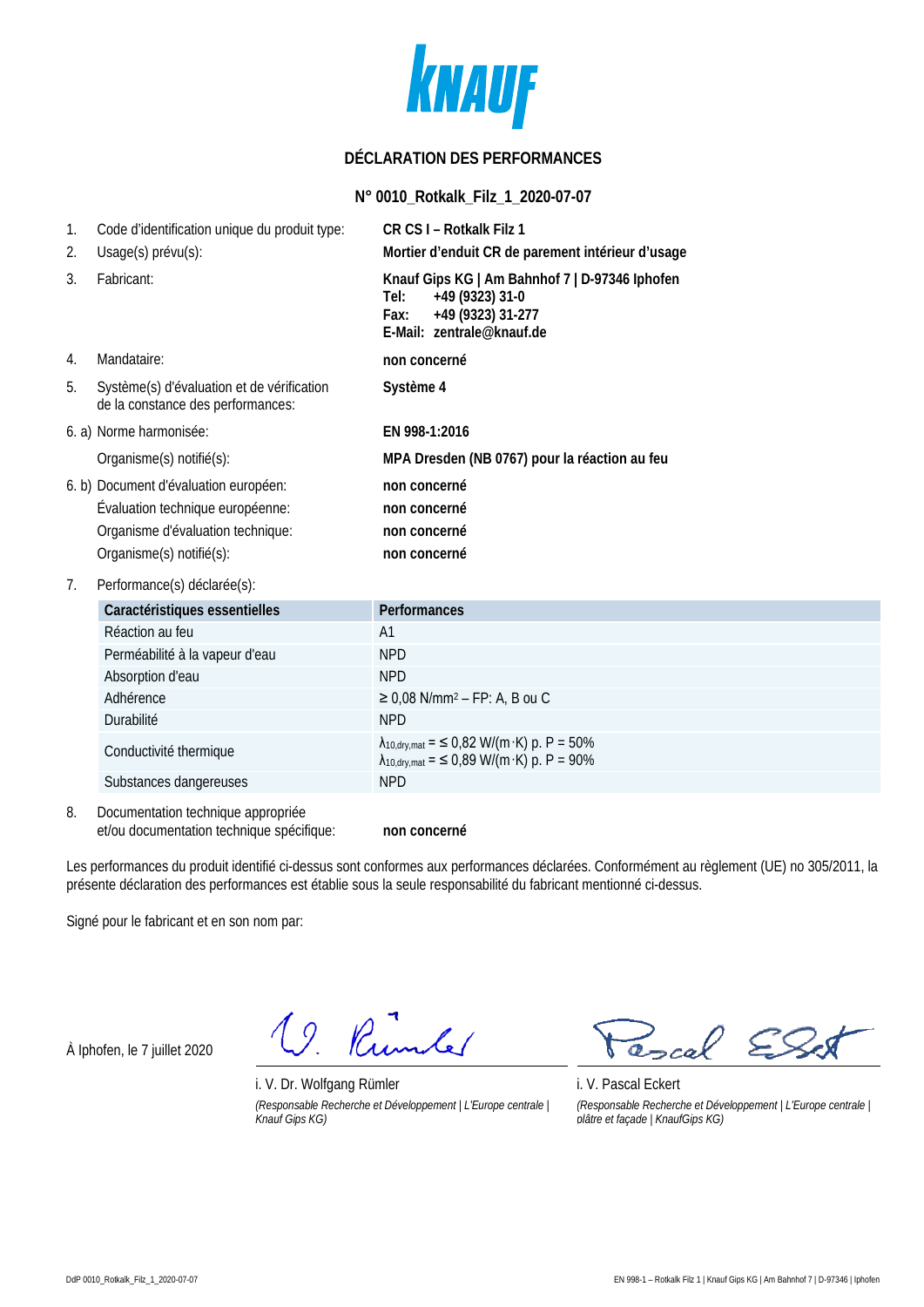KNAUF

## DÉCLARATION DES PERFORMANCES

**N° 0010_Rotkalk_Filz_1_2020-07-07**

1. Code d'identification unique du produit type: **CR CS I – Rotkalk Filz 1**
2. Usage(s) prévu(s): **Mortier d'enduit CR de parement intérieur d'usage**
3. Fabricant: **Knauf Gips KG | Am Bahnhof 7 | D-97346 Iphofen**
   **Tel: +49 (9323) 31-0**
   **Fax: +49 (9323) 31-277**
   **E-Mail: zentrale@knauf.de**
4. Mandataire: **non concerné**
5. Système(s) d'évaluation et de vérification de la constance des performances: **Système 4**

6. a) Norme harmonisée: **EN 998-1:2016**
   Organisme(s) notifié(s): **MPA Dresden (NB 0767) pour la réaction au feu**

6. b) Document d'évaluation européen: **non concerné**
   Évaluation technique européenne: **non concerné**
   Organisme d'évaluation technique: **non concerné**
   Organisme(s) notifié(s): **non concerné**

7. Performance(s) déclarée(s):

| Caractéristiques essentielles | Performances |
|---|---|
| Réaction au feu | A1 |
| Perméabilité à la vapeur d'eau | NPD |
| Absorption d'eau | NPD |
| Adhérence | ≥ 0,08 N/mm² – FP: A, B ou C |
| Durabilité | NPD |
| Conductivité thermique | $\lambda_{10,dry,mat}$ = ≤ 0,82 W/(m·K) p. P = 50%<br>$\lambda_{10,dry,mat}$ = ≤ 0,89 W/(m·K) p. P = 90% |
| Substances dangereuses | NPD |

8. Documentation technique appropriée et/ou documentation technique spécifique: **non concerné**

Les performances du produit identifié ci-dessus sont conformes aux performances déclarées. Conformément au règlement (UE) no 305/2011, la présente déclaration des performances est établie sous la seule responsabilité du fabricant mentionné ci-dessus.

Signé pour le fabricant et en son nom par:

À Iphofen, le 7 juillet 2020

i. V. Dr. Wolfgang Rümler
*(Responsable Recherche et Développement | L'Europe centrale | Knauf Gips KG)*

i. V. Pascal Eckert
*(Responsable Recherche et Développement | L'Europe centrale | plâtre et façade | KnaufGips KG)*